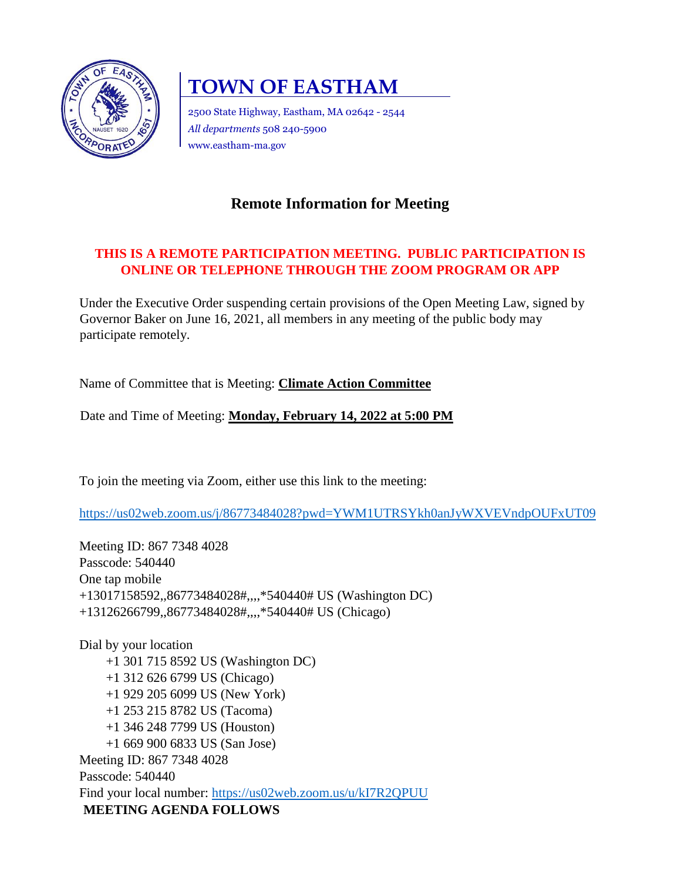# TOWN OF EASTHAM

2500 State Highway, Eastham, MA 02642 - 2544
*All departments* 508 240-5900
www.eastham-ma.gov

## Remote Information for Meeting

**THIS IS A REMOTE PARTICIPATION MEETING. PUBLIC PARTICIPATION IS ONLINE OR TELEPHONE THROUGH THE ZOOM PROGRAM OR APP**

Under the Executive Order suspending certain provisions of the Open Meeting Law, signed by Governor Baker on June 16, 2021, all members in any meeting of the public body may participate remotely.

Name of Committee that is Meeting: **Climate Action Committee**

Date and Time of Meeting: **Monday, February 14, 2022 at 5:00 PM**

To join the meeting via Zoom, either use this link to the meeting:

https://us02web.zoom.us/j/86773484028?pwd=YWM1UTRSYkh0anJyWXVEVndpOUFxUT09

Meeting ID: 867 7348 4028
Passcode: 540440
One tap mobile
+13017158592,,86773484028#,,,,*540440# US (Washington DC)
+13126266799,,86773484028#,,,,*540440# US (Chicago)

Dial by your location
+1 301 715 8592 US (Washington DC)
+1 312 626 6799 US (Chicago)
+1 929 205 6099 US (New York)
+1 253 215 8782 US (Tacoma)
+1 346 248 7799 US (Houston)
+1 669 900 6833 US (San Jose)
Meeting ID: 867 7348 4028
Passcode: 540440
Find your local number: https://us02web.zoom.us/u/kI7R2QPUU

**MEETING AGENDA FOLLOWS**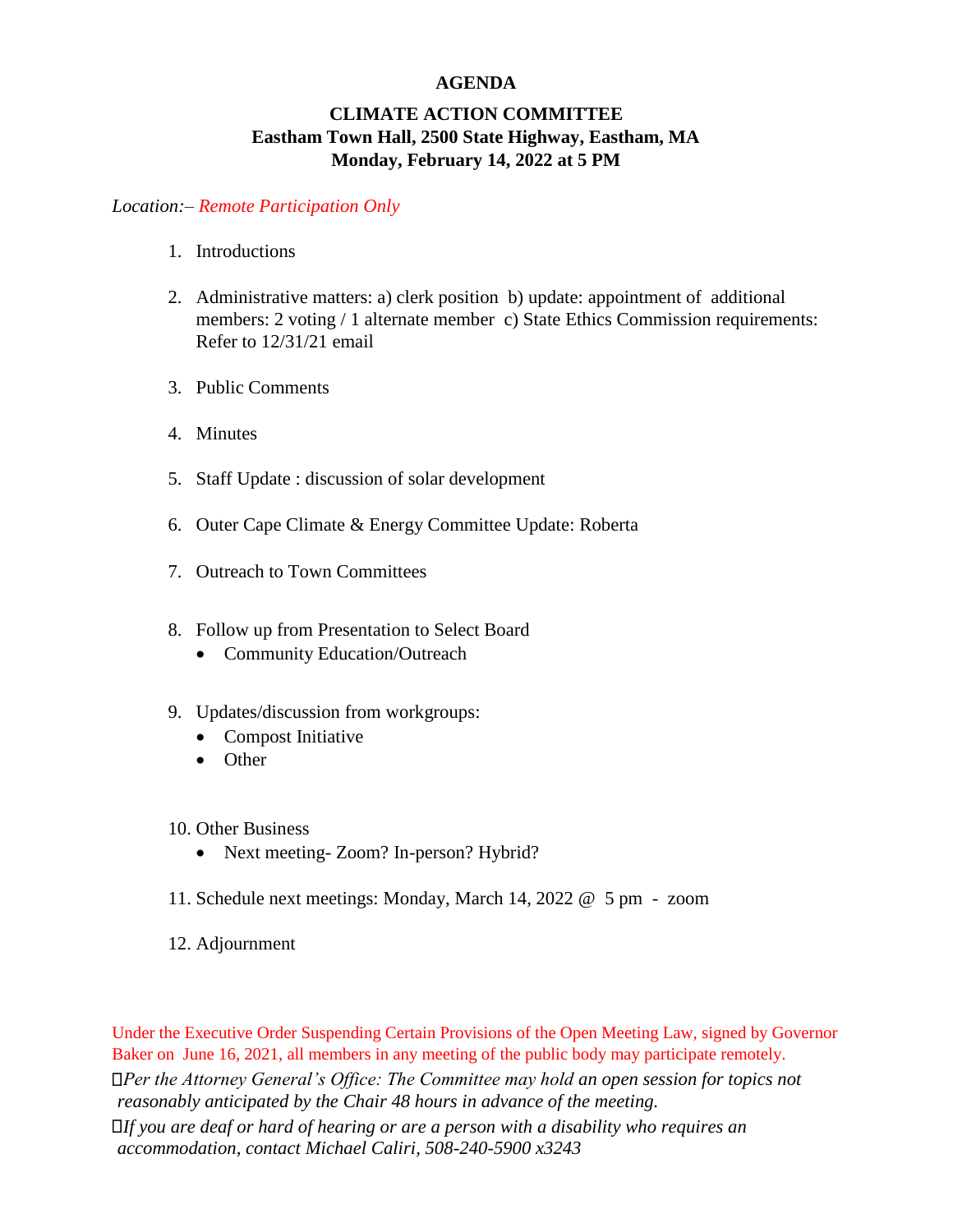**AGENDA**

**CLIMATE ACTION COMMITTEE**
**Eastham Town Hall, 2500 State Highway, Eastham, MA**
**Monday, February 14, 2022 at 5 PM**

*Location:– Remote Participation Only*

1. Introductions

2. Administrative matters: a) clerk position b) update: appointment of additional members: 2 voting / 1 alternate member c) State Ethics Commission requirements: Refer to 12/31/21 email

3. Public Comments

4. Minutes

5. Staff Update : discussion of solar development

6. Outer Cape Climate & Energy Committee Update: Roberta

7. Outreach to Town Committees

8. Follow up from Presentation to Select Board
   - Community Education/Outreach

9. Updates/discussion from workgroups:
   - Compost Initiative
   - Other

10. Other Business
    - Next meeting- Zoom? In-person? Hybrid?

11. Schedule next meetings: Monday, March 14, 2022 @ 5 pm - zoom

12. Adjournment

Under the Executive Order Suspending Certain Provisions of the Open Meeting Law, signed by Governor Baker on June 16, 2021, all members in any meeting of the public body may participate remotely.

*Per the Attorney General's Office: The Committee may hold an open session for topics not reasonably anticipated by the Chair 48 hours in advance of the meeting.*

*If you are deaf or hard of hearing or are a person with a disability who requires an accommodation, contact Michael Caliri, 508-240-5900 x3243*